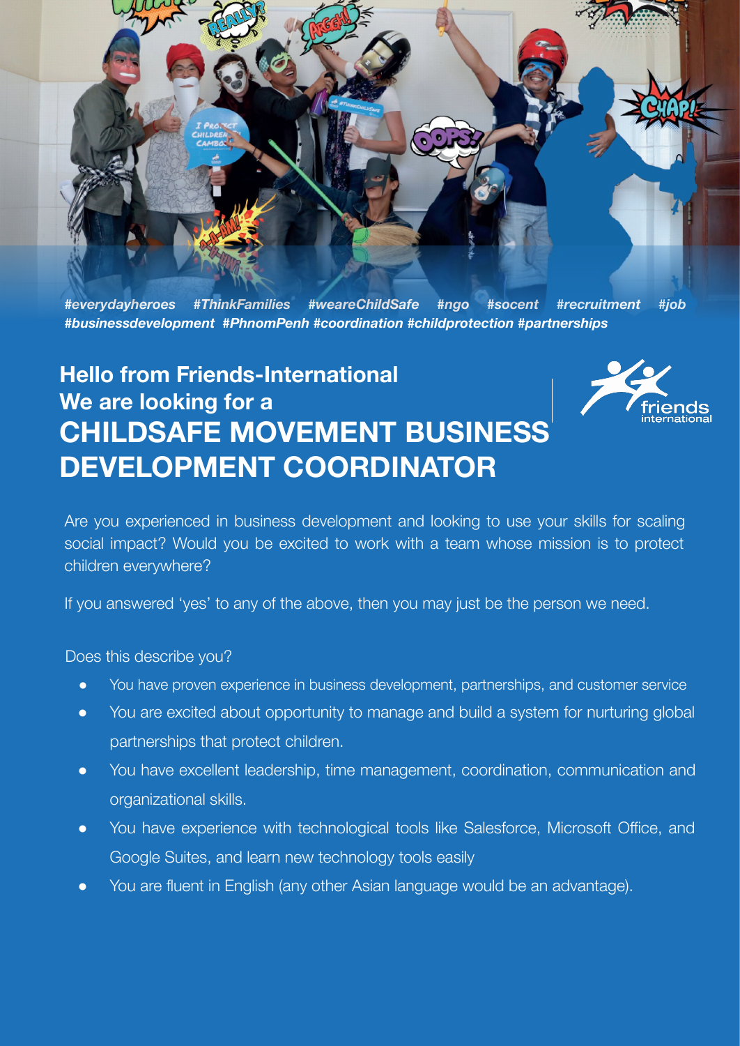*#everydayheroes #ThinkFamilies #weareChildSafe #ngo #socent #recruitment #job #businessdevelopment #PhnomPenh #coordination #childprotection #partnerships*

## Hello from Friends-International
## We are looking for a
# CHILDSAFE MOVEMENT BUSINESS DEVELOPMENT COORDINATOR

Are you experienced in business development and looking to use your skills for scaling social impact? Would you be excited to work with a team whose mission is to protect children everywhere?

If you answered 'yes' to any of the above, then you may just be the person we need.

Does this describe you?

- You have proven experience in business development, partnerships, and customer service
- You are excited about opportunity to manage and build a system for nurturing global partnerships that protect children.
- You have excellent leadership, time management, coordination, communication and organizational skills.
- You have experience with technological tools like Salesforce, Microsoft Office, and Google Suites, and learn new technology tools easily
- You are fluent in English (any other Asian language would be an advantage).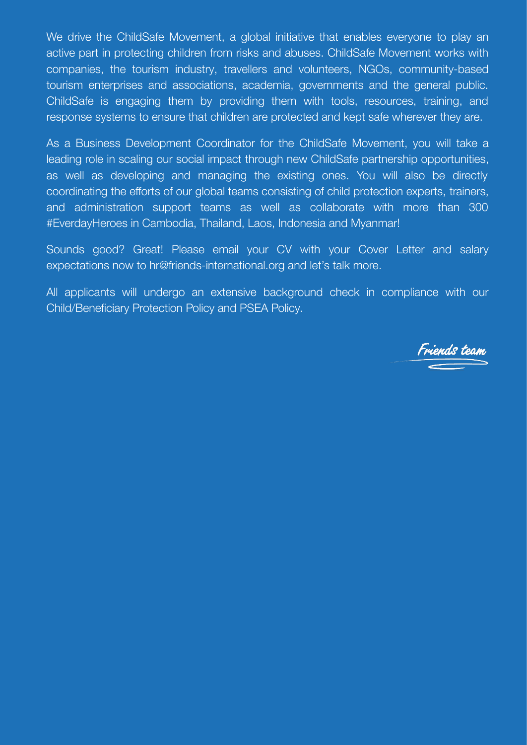We drive the ChildSafe Movement, a global initiative that enables everyone to play an active part in protecting children from risks and abuses. ChildSafe Movement works with companies, the tourism industry, travellers and volunteers, NGOs, community-based tourism enterprises and associations, academia, governments and the general public. ChildSafe is engaging them by providing them with tools, resources, training, and response systems to ensure that children are protected and kept safe wherever they are.

As a Business Development Coordinator for the ChildSafe Movement, you will take a leading role in scaling our social impact through new ChildSafe partnership opportunities, as well as developing and managing the existing ones. You will also be directly coordinating the efforts of our global teams consisting of child protection experts, trainers, and administration support teams as well as collaborate with more than 300 #EverdayHeroes in Cambodia, Thailand, Laos, Indonesia and Myanmar!

Sounds good? Great! Please email your CV with your Cover Letter and salary expectations now to hr@friends-international.org and let's talk more.

All applicants will undergo an extensive background check in compliance with our Child/Beneficiary Protection Policy and PSEA Policy.

*Friends team*